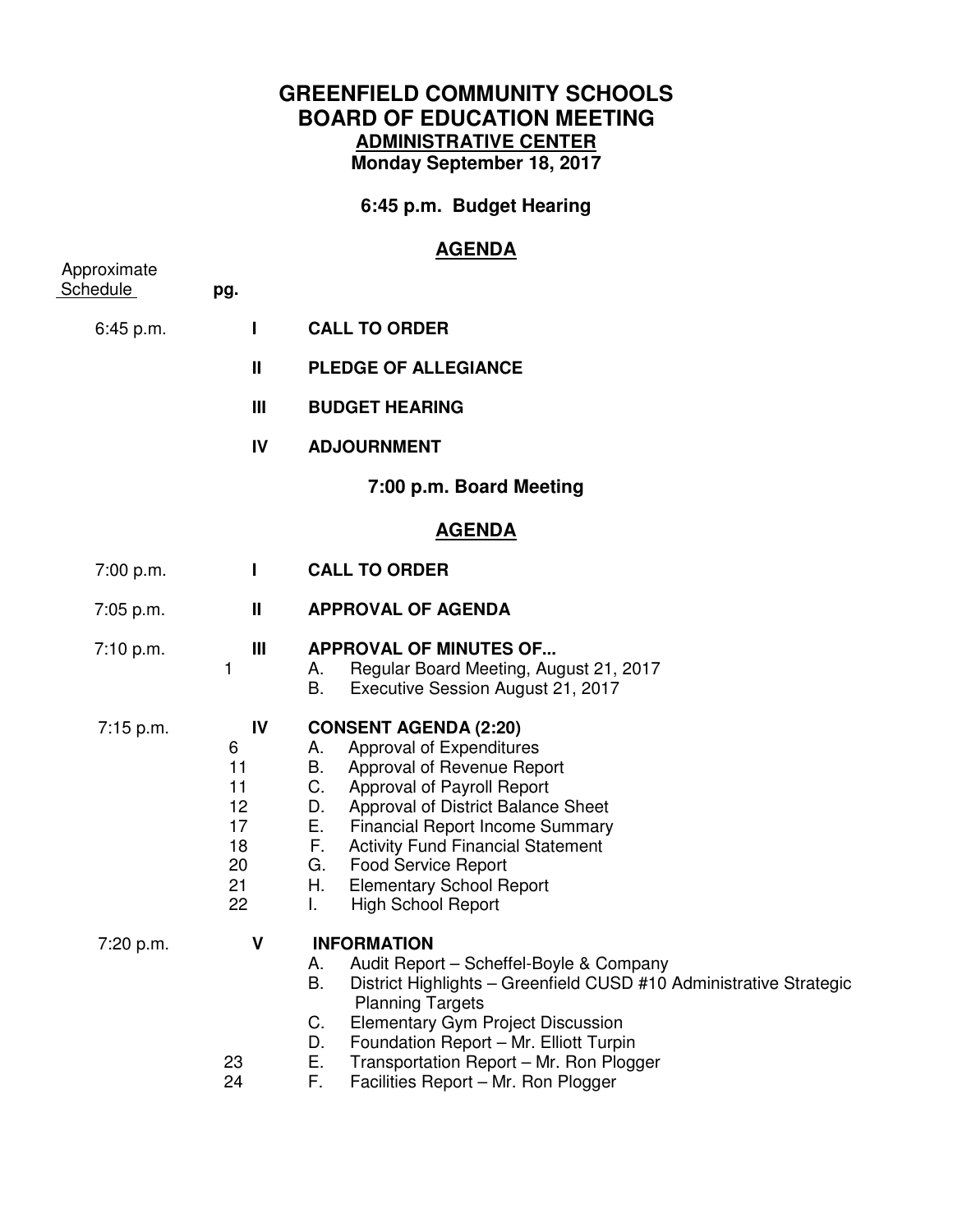# GREENFIELD COMMUNITY SCHOOLS
# BOARD OF EDUCATION MEETING
## ADMINISTRATIVE CENTER
### Monday September 18, 2017

### 6:45 p.m. Budget Hearing

## AGENDA

| Approximate Schedule | pg. | | |
|---|---|---|---|
| 6:45 p.m. | | I | **CALL TO ORDER** |
| | | II | **PLEDGE OF ALLEGIANCE** |
| | | III | **BUDGET HEARING** |
| | | IV | **ADJOURNMENT** |

### 7:00 p.m. Board Meeting

## AGENDA

| Approximate Schedule | pg. | | |
|---|---|---|---|
| 7:00 p.m. | | I | **CALL TO ORDER** |
| 7:05 p.m. | | II | **APPROVAL OF AGENDA** |
| 7:10 p.m. | | III | **APPROVAL OF MINUTES OF...** |
| | 1 | | A. Regular Board Meeting, August 21, 2017 |
| | | | B. Executive Session August 21, 2017 |
| 7:15 p.m. | | IV | **CONSENT AGENDA (2:20)** |
| | 6 | | A. Approval of Expenditures |
| | 11 | | B. Approval of Revenue Report |
| | 11 | | C. Approval of Payroll Report |
| | 12 | | D. Approval of District Balance Sheet |
| | 17 | | E. Financial Report Income Summary |
| | 18 | | F. Activity Fund Financial Statement |
| | 20 | | G. Food Service Report |
| | 21 | | H. Elementary School Report |
| | 22 | | I. High School Report |
| 7:20 p.m. | | V | **INFORMATION** |
| | | | A. Audit Report – Scheffel-Boyle & Company |
| | | | B. District Highlights – Greenfield CUSD #10 Administrative Strategic Planning Targets |
| | | | C. Elementary Gym Project Discussion |
| | | | D. Foundation Report – Mr. Elliott Turpin |
| | 23 | | E. Transportation Report – Mr. Ron Plogger |
| | 24 | | F. Facilities Report – Mr. Ron Plogger |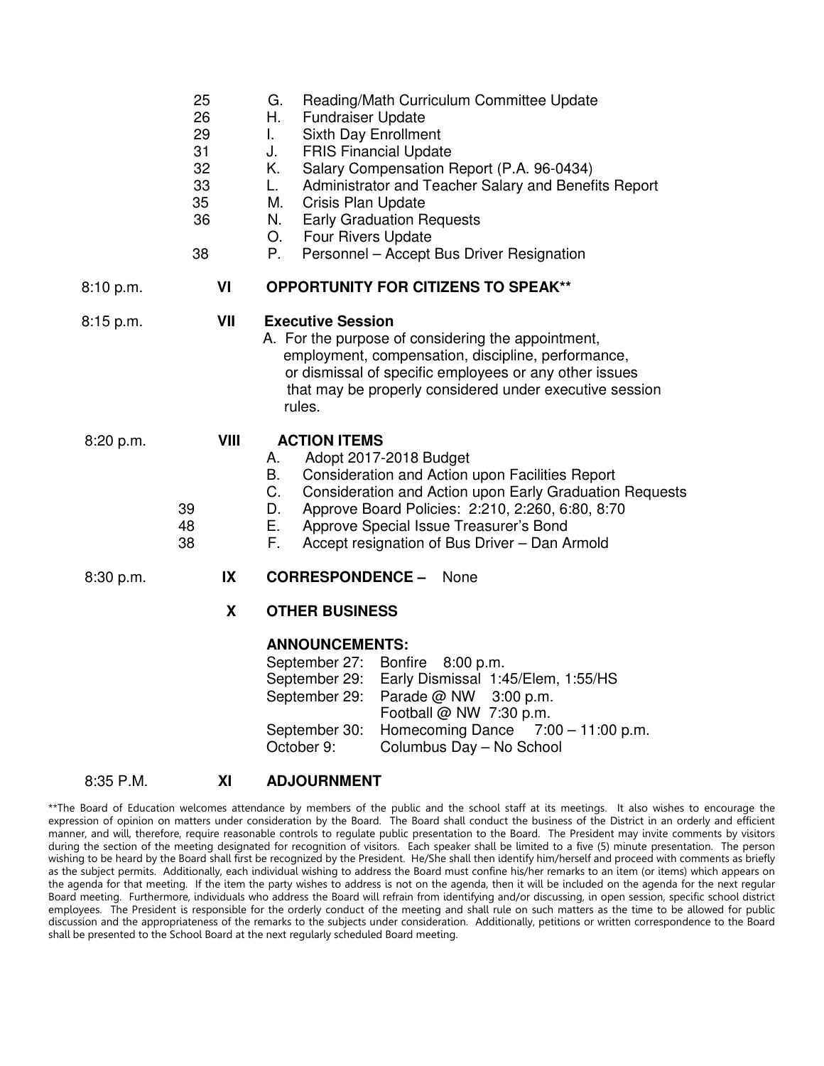| | | | |
|---|---|---|---|
| | 25 | G. | Reading/Math Curriculum Committee Update |
| | 26 | H. | Fundraiser Update |
| | 29 | I. | Sixth Day Enrollment |
| | 31 | J. | FRIS Financial Update |
| | 32 | K. | Salary Compensation Report (P.A. 96-0434) |
| | 33 | L. | Administrator and Teacher Salary and Benefits Report |
| | 35 | M. | Crisis Plan Update |
| | 36 | N. | Early Graduation Requests |
| | | O. | Four Rivers Update |
| | 38 | P. | Personnel – Accept Bus Driver Resignation |

8:10 p.m. **VI** **OPPORTUNITY FOR CITIZENS TO SPEAK****

8:15 p.m. **VII** **Executive Session**

A. For the purpose of considering the appointment, employment, compensation, discipline, performance, or dismissal of specific employees or any other issues that may be properly considered under executive session rules.

8:20 p.m. **VIII** **ACTION ITEMS**

| | | |
|---|---|---|
| | A. | Adopt 2017-2018 Budget |
| | B. | Consideration and Action upon Facilities Report |
| | C. | Consideration and Action upon Early Graduation Requests |
| 39 | D. | Approve Board Policies: 2:210, 2:260, 6:80, 8:70 |
| 48 | E. | Approve Special Issue Treasurer's Bond |
| 38 | F. | Accept resignation of Bus Driver – Dan Armold |

8:30 p.m. **IX** **CORRESPONDENCE –** None

**X** **OTHER BUSINESS**

**ANNOUNCEMENTS:**

| | |
|---|---|
| September 27: | Bonfire 8:00 p.m. |
| September 29: | Early Dismissal 1:45/Elem, 1:55/HS |
| September 29: | Parade @ NW 3:00 p.m.<br>Football @ NW 7:30 p.m. |
| September 30: | Homecoming Dance 7:00 – 11:00 p.m. |
| October 9: | Columbus Day – No School |

8:35 P.M. **XI** **ADJOURNMENT**

**The Board of Education welcomes attendance by members of the public and the school staff at its meetings. It also wishes to encourage the expression of opinion on matters under consideration by the Board. The Board shall conduct the business of the District in an orderly and efficient manner, and will, therefore, require reasonable controls to regulate public presentation to the Board. The President may invite comments by visitors during the section of the meeting designated for recognition of visitors. Each speaker shall be limited to a five (5) minute presentation. The person wishing to be heard by the Board shall first be recognized by the President. He/She shall then identify him/herself and proceed with comments as briefly as the subject permits. Additionally, each individual wishing to address the Board must confine his/her remarks to an item (or items) which appears on the agenda for that meeting. If the item the party wishes to address is not on the agenda, then it will be included on the agenda for the next regular Board meeting. Furthermore, individuals who address the Board will refrain from identifying and/or discussing, in open session, specific school district employees. The President is responsible for the orderly conduct of the meeting and shall rule on such matters as the time to be allowed for public discussion and the appropriateness of the remarks to the subjects under consideration. Additionally, petitions or written correspondence to the Board shall be presented to the School Board at the next regularly scheduled Board meeting.